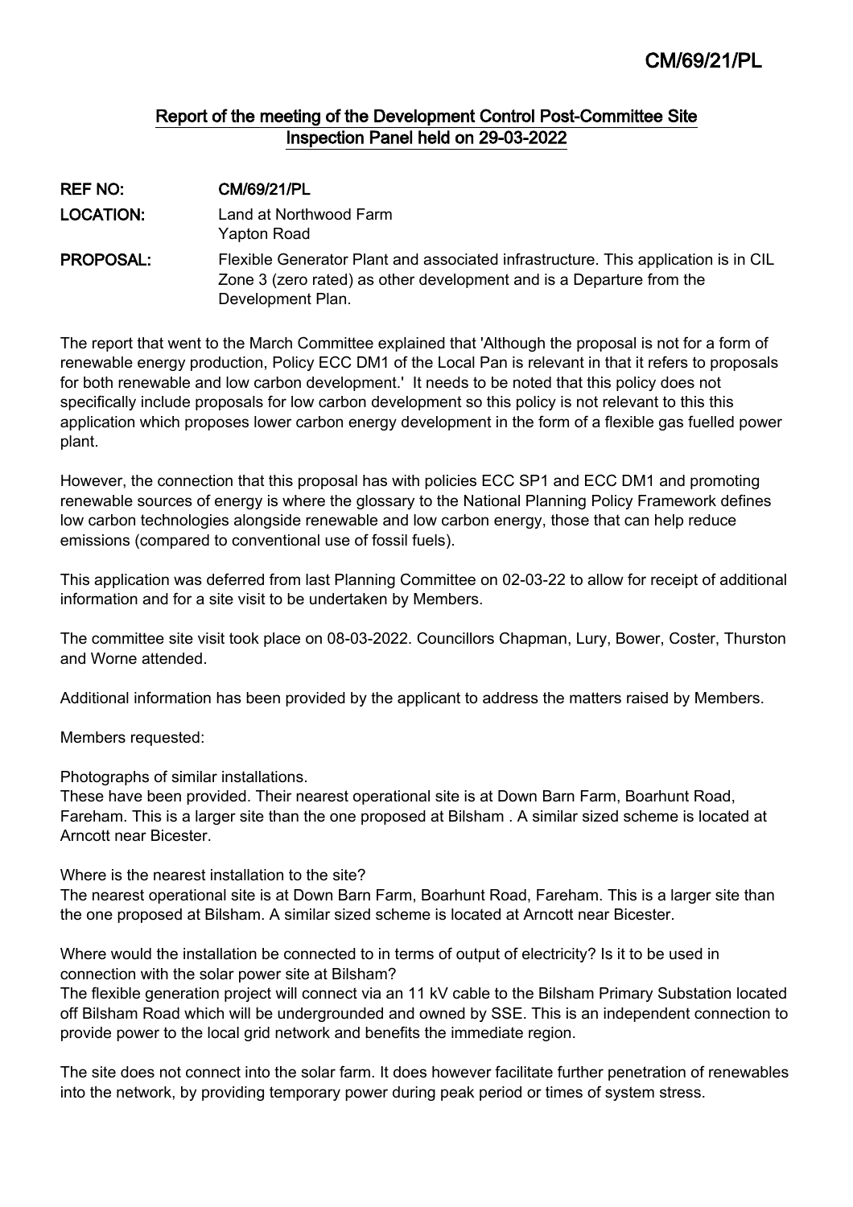CM/69/21/PL

## Report of the meeting of the Development Control Post-Committee Site Inspection Panel held on 29-03-2022

**REF NO:** CM/69/21/PL

**LOCATION:** Land at Northwood Farm
Yapton Road

**PROPOSAL:** Flexible Generator Plant and associated infrastructure. This application is in CIL Zone 3 (zero rated) as other development and is a Departure from the Development Plan.

The report that went to the March Committee explained that 'Although the proposal is not for a form of renewable energy production, Policy ECC DM1 of the Local Pan is relevant in that it refers to proposals for both renewable and low carbon development.' It needs to be noted that this policy does not specifically include proposals for low carbon development so this policy is not relevant to this this application which proposes lower carbon energy development in the form of a flexible gas fuelled power plant.

However, the connection that this proposal has with policies ECC SP1 and ECC DM1 and promoting renewable sources of energy is where the glossary to the National Planning Policy Framework defines low carbon technologies alongside renewable and low carbon energy, those that can help reduce emissions (compared to conventional use of fossil fuels).

This application was deferred from last Planning Committee on 02-03-22 to allow for receipt of additional information and for a site visit to be undertaken by Members.

The committee site visit took place on 08-03-2022. Councillors Chapman, Lury, Bower, Coster, Thurston and Worne attended.

Additional information has been provided by the applicant to address the matters raised by Members.

Members requested:

Photographs of similar installations.
These have been provided. Their nearest operational site is at Down Barn Farm, Boarhunt Road, Fareham. This is a larger site than the one proposed at Bilsham . A similar sized scheme is located at Arncott near Bicester.

Where is the nearest installation to the site?
The nearest operational site is at Down Barn Farm, Boarhunt Road, Fareham. This is a larger site than the one proposed at Bilsham. A similar sized scheme is located at Arncott near Bicester.

Where would the installation be connected to in terms of output of electricity? Is it to be used in connection with the solar power site at Bilsham?
The flexible generation project will connect via an 11 kV cable to the Bilsham Primary Substation located off Bilsham Road which will be undergrounded and owned by SSE. This is an independent connection to provide power to the local grid network and benefits the immediate region.

The site does not connect into the solar farm. It does however facilitate further penetration of renewables into the network, by providing temporary power during peak period or times of system stress.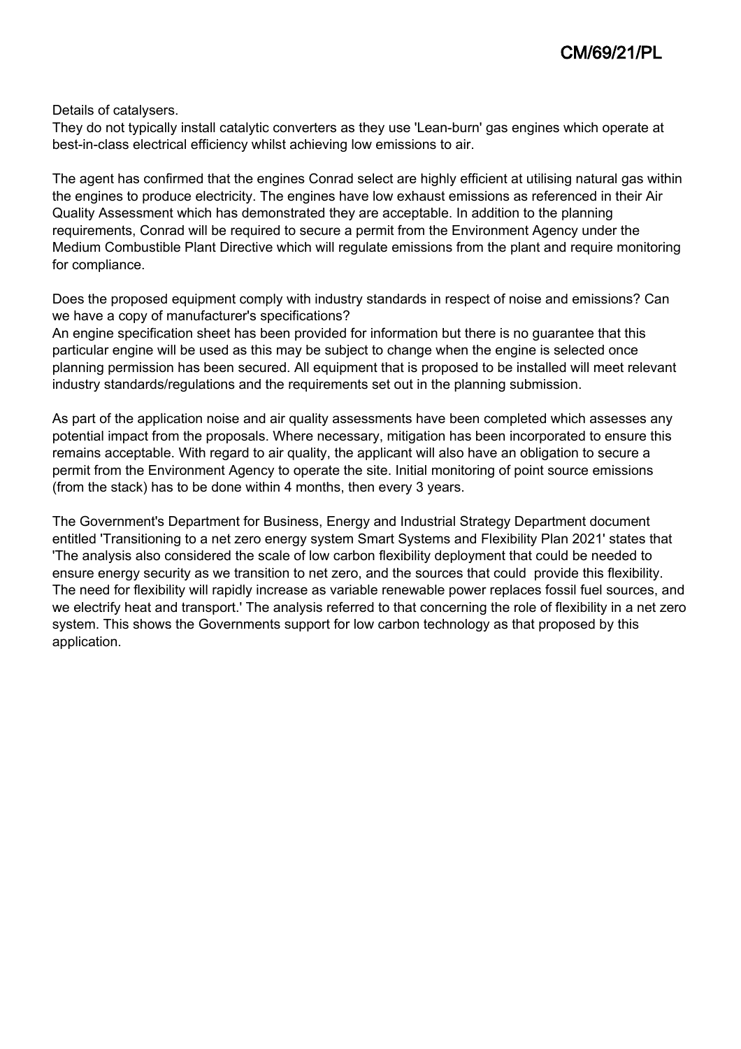Details of catalysers.
They do not typically install catalytic converters as they use 'Lean-burn' gas engines which operate at best-in-class electrical efficiency whilst achieving low emissions to air.

The agent has confirmed that the engines Conrad select are highly efficient at utilising natural gas within the engines to produce electricity. The engines have low exhaust emissions as referenced in their Air Quality Assessment which has demonstrated they are acceptable. In addition to the planning requirements, Conrad will be required to secure a permit from the Environment Agency under the Medium Combustible Plant Directive which will regulate emissions from the plant and require monitoring for compliance.

Does the proposed equipment comply with industry standards in respect of noise and emissions? Can we have a copy of manufacturer's specifications?
An engine specification sheet has been provided for information but there is no guarantee that this particular engine will be used as this may be subject to change when the engine is selected once planning permission has been secured. All equipment that is proposed to be installed will meet relevant industry standards/regulations and the requirements set out in the planning submission.

As part of the application noise and air quality assessments have been completed which assesses any potential impact from the proposals. Where necessary, mitigation has been incorporated to ensure this remains acceptable. With regard to air quality, the applicant will also have an obligation to secure a permit from the Environment Agency to operate the site. Initial monitoring of point source emissions (from the stack) has to be done within 4 months, then every 3 years.

The Government's Department for Business, Energy and Industrial Strategy Department document entitled 'Transitioning to a net zero energy system Smart Systems and Flexibility Plan 2021' states that 'The analysis also considered the scale of low carbon flexibility deployment that could be needed to ensure energy security as we transition to net zero, and the sources that could provide this flexibility. The need for flexibility will rapidly increase as variable renewable power replaces fossil fuel sources, and we electrify heat and transport.' The analysis referred to that concerning the role of flexibility in a net zero system. This shows the Governments support for low carbon technology as that proposed by this application.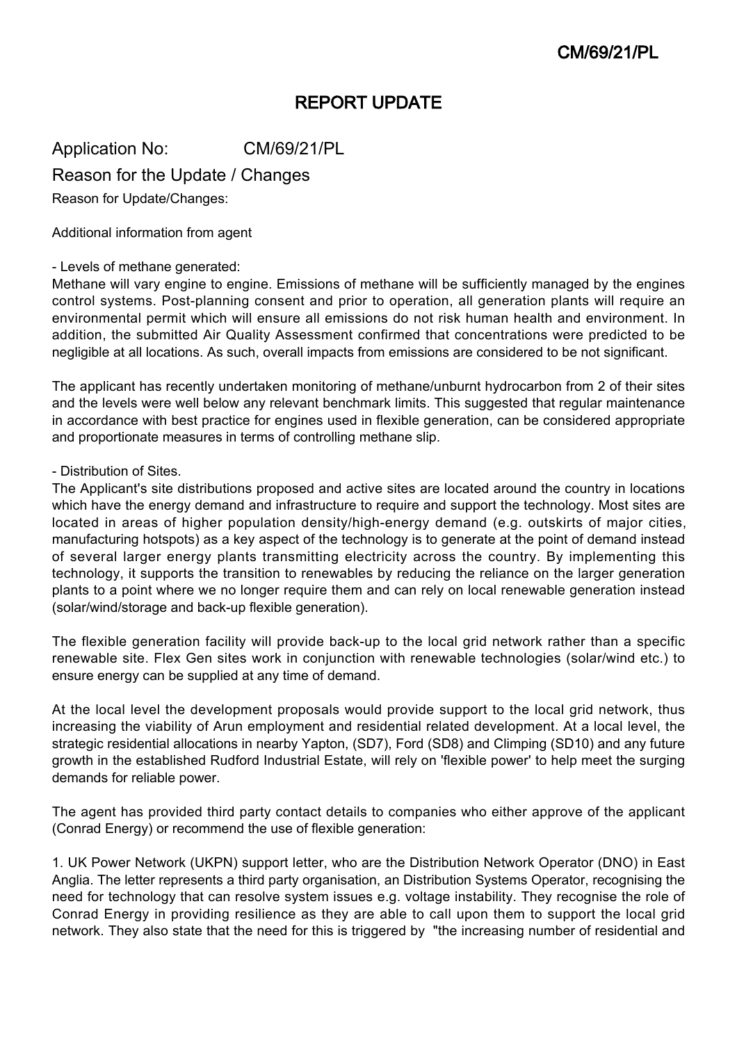# REPORT UPDATE

Application No: CM/69/21/PL

## Reason for the Update / Changes

Reason for Update/Changes:

Additional information from agent

- Levels of methane generated:

Methane will vary engine to engine. Emissions of methane will be sufficiently managed by the engines control systems. Post-planning consent and prior to operation, all generation plants will require an environmental permit which will ensure all emissions do not risk human health and environment. In addition, the submitted Air Quality Assessment confirmed that concentrations were predicted to be negligible at all locations. As such, overall impacts from emissions are considered to be not significant.

The applicant has recently undertaken monitoring of methane/unburnt hydrocarbon from 2 of their sites and the levels were well below any relevant benchmark limits. This suggested that regular maintenance in accordance with best practice for engines used in flexible generation, can be considered appropriate and proportionate measures in terms of controlling methane slip.

- Distribution of Sites.

The Applicant's site distributions proposed and active sites are located around the country in locations which have the energy demand and infrastructure to require and support the technology. Most sites are located in areas of higher population density/high-energy demand (e.g. outskirts of major cities, manufacturing hotspots) as a key aspect of the technology is to generate at the point of demand instead of several larger energy plants transmitting electricity across the country. By implementing this technology, it supports the transition to renewables by reducing the reliance on the larger generation plants to a point where we no longer require them and can rely on local renewable generation instead (solar/wind/storage and back-up flexible generation).

The flexible generation facility will provide back-up to the local grid network rather than a specific renewable site. Flex Gen sites work in conjunction with renewable technologies (solar/wind etc.) to ensure energy can be supplied at any time of demand.

At the local level the development proposals would provide support to the local grid network, thus increasing the viability of Arun employment and residential related development. At a local level, the strategic residential allocations in nearby Yapton, (SD7), Ford (SD8) and Climping (SD10) and any future growth in the established Rudford Industrial Estate, will rely on 'flexible power' to help meet the surging demands for reliable power.

The agent has provided third party contact details to companies who either approve of the applicant (Conrad Energy) or recommend the use of flexible generation:

1. UK Power Network (UKPN) support letter, who are the Distribution Network Operator (DNO) in East Anglia. The letter represents a third party organisation, an Distribution Systems Operator, recognising the need for technology that can resolve system issues e.g. voltage instability. They recognise the role of Conrad Energy in providing resilience as they are able to call upon them to support the local grid network. They also state that the need for this is triggered by "the increasing number of residential and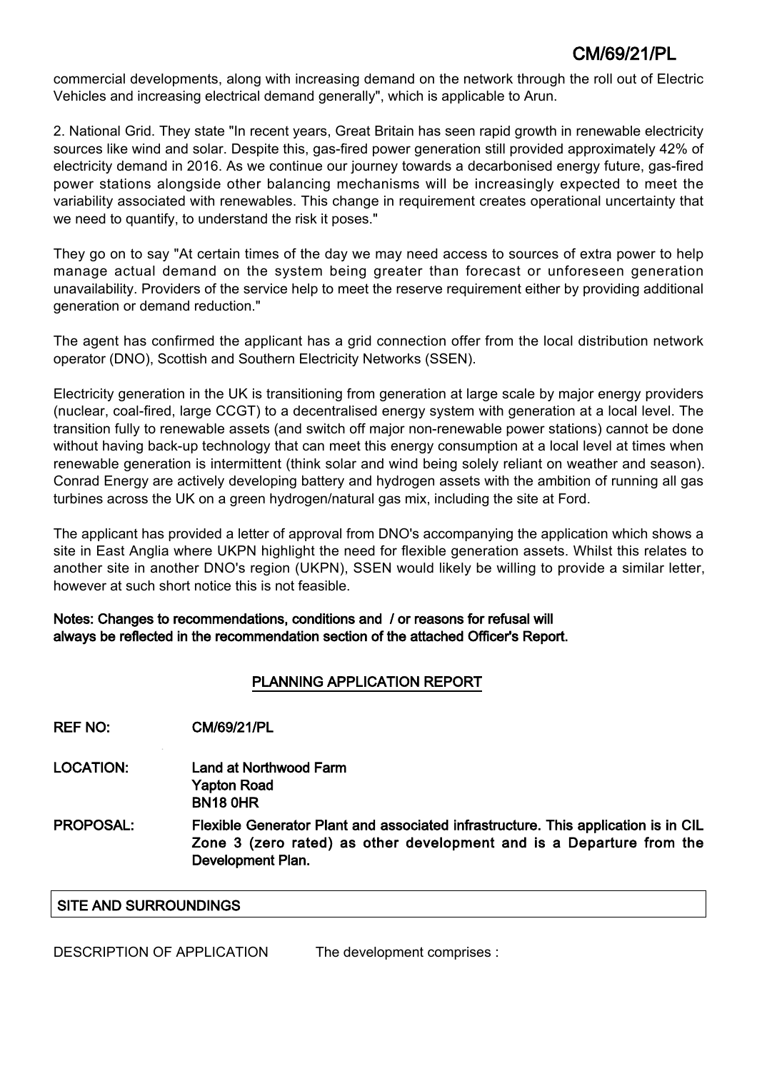commercial developments, along with increasing demand on the network through the roll out of Electric Vehicles and increasing electrical demand generally", which is applicable to Arun.

2. National Grid. They state "In recent years, Great Britain has seen rapid growth in renewable electricity sources like wind and solar. Despite this, gas-fired power generation still provided approximately 42% of electricity demand in 2016. As we continue our journey towards a decarbonised energy future, gas-fired power stations alongside other balancing mechanisms will be increasingly expected to meet the variability associated with renewables. This change in requirement creates operational uncertainty that we need to quantify, to understand the risk it poses."

They go on to say "At certain times of the day we may need access to sources of extra power to help manage actual demand on the system being greater than forecast or unforeseen generation unavailability. Providers of the service help to meet the reserve requirement either by providing additional generation or demand reduction."

The agent has confirmed the applicant has a grid connection offer from the local distribution network operator (DNO), Scottish and Southern Electricity Networks (SSEN).

Electricity generation in the UK is transitioning from generation at large scale by major energy providers (nuclear, coal-fired, large CCGT) to a decentralised energy system with generation at a local level. The transition fully to renewable assets (and switch off major non-renewable power stations) cannot be done without having back-up technology that can meet this energy consumption at a local level at times when renewable generation is intermittent (think solar and wind being solely reliant on weather and season). Conrad Energy are actively developing battery and hydrogen assets with the ambition of running all gas turbines across the UK on a green hydrogen/natural gas mix, including the site at Ford.

The applicant has provided a letter of approval from DNO's accompanying the application which shows a site in East Anglia where UKPN highlight the need for flexible generation assets. Whilst this relates to another site in another DNO's region (UKPN), SSEN would likely be willing to provide a similar letter, however at such short notice this is not feasible.

**Notes: Changes to recommendations, conditions and / or reasons for refusal will always be reflected in the recommendation section of the attached Officer's Report.**

## PLANNING APPLICATION REPORT

**REF NO:** CM/69/21/PL

**LOCATION:** Land at Northwood Farm
Yapton Road
BN18 0HR

**PROPOSAL:** Flexible Generator Plant and associated infrastructure. This application is in CIL Zone 3 (zero rated) as other development and is a Departure from the Development Plan.

### SITE AND SURROUNDINGS

DESCRIPTION OF APPLICATION The development comprises :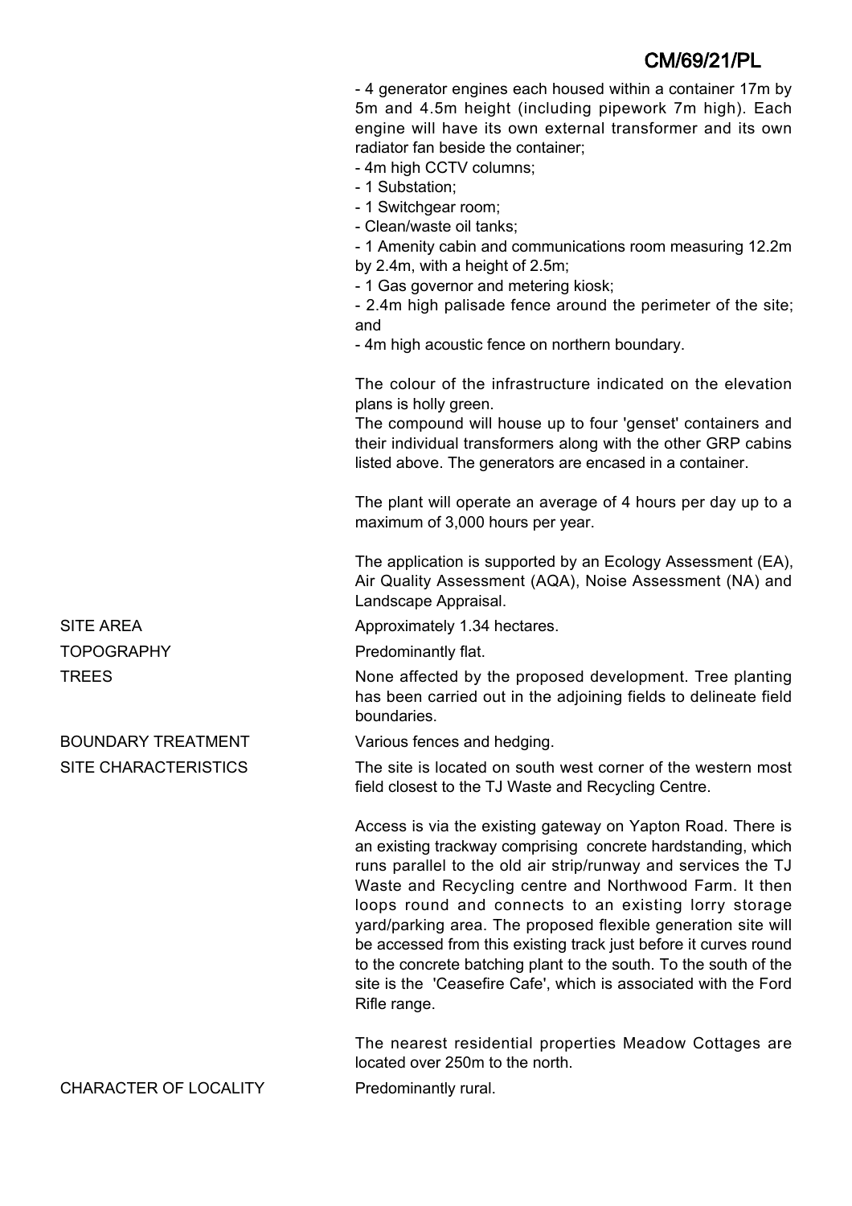- 4 generator engines each housed within a container 17m by 5m and 4.5m height (including pipework 7m high). Each engine will have its own external transformer and its own radiator fan beside the container;
- 4m high CCTV columns;
- 1 Substation;
- 1 Switchgear room;
- Clean/waste oil tanks;
- 1 Amenity cabin and communications room measuring 12.2m by 2.4m, with a height of 2.5m;
- 1 Gas governor and metering kiosk;
- 2.4m high palisade fence around the perimeter of the site; and
- 4m high acoustic fence on northern boundary.

The colour of the infrastructure indicated on the elevation plans is holly green.
The compound will house up to four 'genset' containers and their individual transformers along with the other GRP cabins listed above. The generators are encased in a container.

The plant will operate an average of 4 hours per day up to a maximum of 3,000 hours per year.

The application is supported by an Ecology Assessment (EA), Air Quality Assessment (AQA), Noise Assessment (NA) and Landscape Appraisal.

| | |
|---|---|
| SITE AREA | Approximately 1.34 hectares. |
| TOPOGRAPHY | Predominantly flat. |
| TREES | None affected by the proposed development. Tree planting has been carried out in the adjoining fields to delineate field boundaries. |
| BOUNDARY TREATMENT | Various fences and hedging. |
| SITE CHARACTERISTICS | The site is located on south west corner of the western most field closest to the TJ Waste and Recycling Centre. |

Access is via the existing gateway on Yapton Road. There is an existing trackway comprising concrete hardstanding, which runs parallel to the old air strip/runway and services the TJ Waste and Recycling centre and Northwood Farm. It then loops round and connects to an existing lorry storage yard/parking area. The proposed flexible generation site will be accessed from this existing track just before it curves round to the concrete batching plant to the south. To the south of the site is the 'Ceasefire Cafe', which is associated with the Ford Rifle range.

The nearest residential properties Meadow Cottages are located over 250m to the north.

| | |
|---|---|
| CHARACTER OF LOCALITY | Predominantly rural. |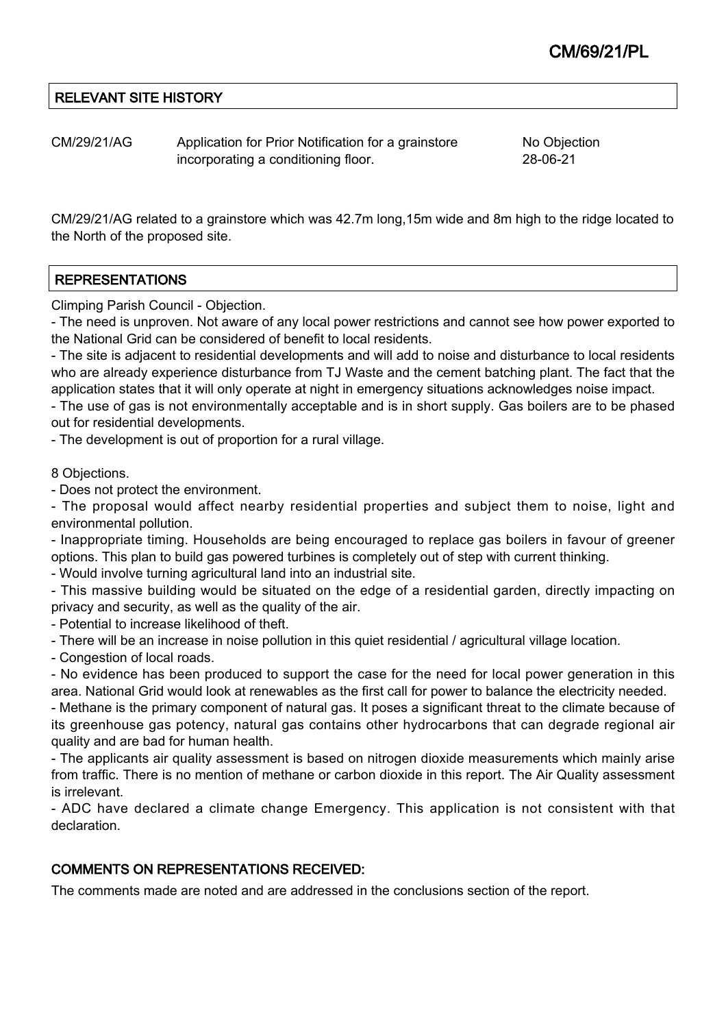## RELEVANT SITE HISTORY

| | | |
|---|---|---|
| CM/29/21/AG | Application for Prior Notification for a grainstore incorporating a conditioning floor. | No Objection 28-06-21 |

CM/29/21/AG related to a grainstore which was 42.7m long,15m wide and 8m high to the ridge located to the North of the proposed site.

## REPRESENTATIONS

Climping Parish Council - Objection.

- The need is unproven. Not aware of any local power restrictions and cannot see how power exported to the National Grid can be considered of benefit to local residents.
- The site is adjacent to residential developments and will add to noise and disturbance to local residents who are already experience disturbance from TJ Waste and the cement batching plant. The fact that the application states that it will only operate at night in emergency situations acknowledges noise impact.
- The use of gas is not environmentally acceptable and is in short supply. Gas boilers are to be phased out for residential developments.
- The development is out of proportion for a rural village.

8 Objections.

- Does not protect the environment.
- The proposal would affect nearby residential properties and subject them to noise, light and environmental pollution.
- Inappropriate timing. Households are being encouraged to replace gas boilers in favour of greener options. This plan to build gas powered turbines is completely out of step with current thinking.
- Would involve turning agricultural land into an industrial site.
- This massive building would be situated on the edge of a residential garden, directly impacting on privacy and security, as well as the quality of the air.
- Potential to increase likelihood of theft.
- There will be an increase in noise pollution in this quiet residential / agricultural village location.
- Congestion of local roads.
- No evidence has been produced to support the case for the need for local power generation in this area. National Grid would look at renewables as the first call for power to balance the electricity needed.
- Methane is the primary component of natural gas. It poses a significant threat to the climate because of its greenhouse gas potency, natural gas contains other hydrocarbons that can degrade regional air quality and are bad for human health.
- The applicants air quality assessment is based on nitrogen dioxide measurements which mainly arise from traffic. There is no mention of methane or carbon dioxide in this report. The Air Quality assessment is irrelevant.
- ADC have declared a climate change Emergency. This application is not consistent with that declaration.

### COMMENTS ON REPRESENTATIONS RECEIVED:

The comments made are noted and are addressed in the conclusions section of the report.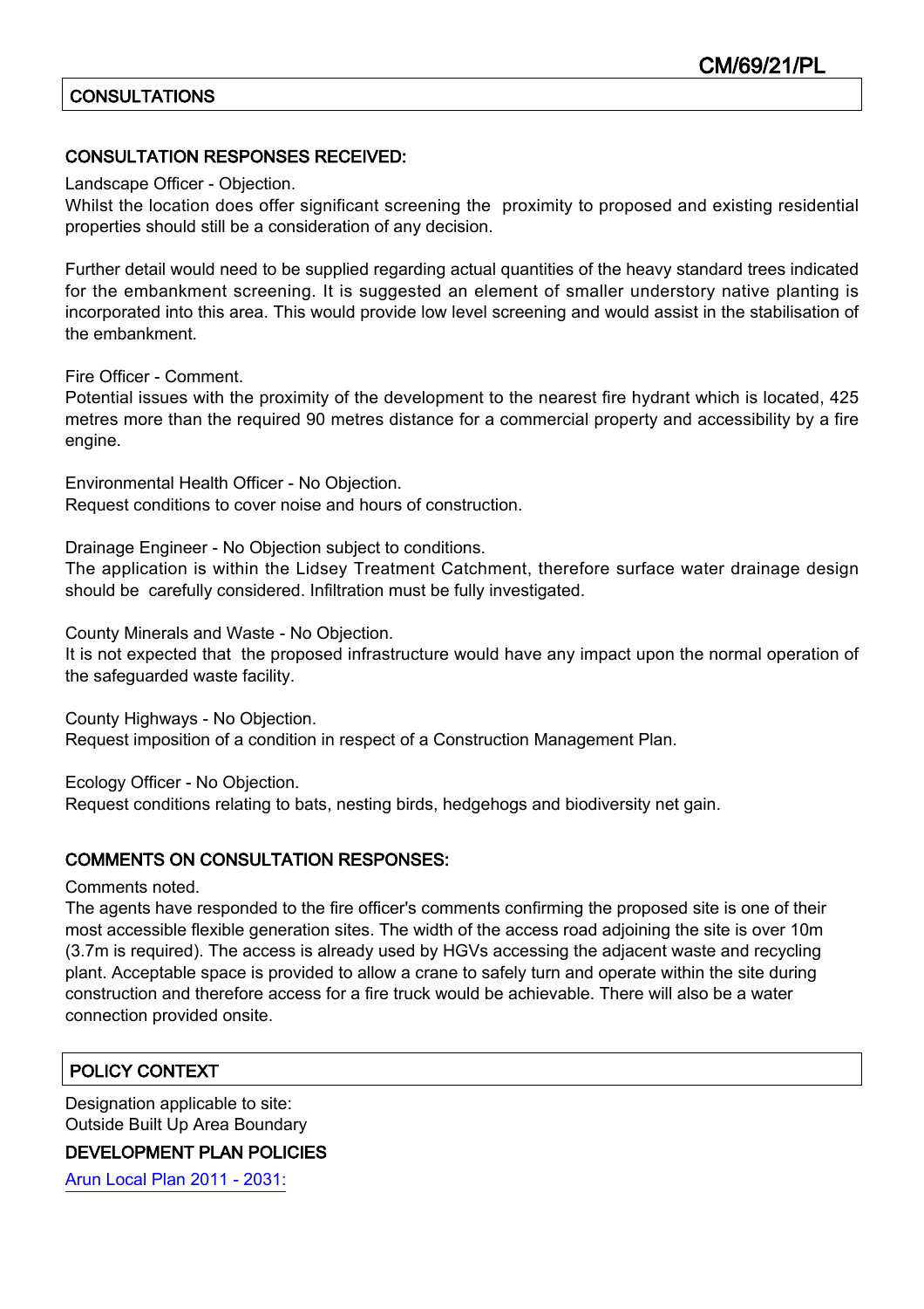CM/69/21/PL

## CONSULTATIONS

### CONSULTATION RESPONSES RECEIVED:

Landscape Officer - Objection.
Whilst the location does offer significant screening the proximity to proposed and existing residential properties should still be a consideration of any decision.

Further detail would need to be supplied regarding actual quantities of the heavy standard trees indicated for the embankment screening. It is suggested an element of smaller understory native planting is incorporated into this area. This would provide low level screening and would assist in the stabilisation of the embankment.

Fire Officer - Comment.
Potential issues with the proximity of the development to the nearest fire hydrant which is located, 425 metres more than the required 90 metres distance for a commercial property and accessibility by a fire engine.

Environmental Health Officer - No Objection.
Request conditions to cover noise and hours of construction.

Drainage Engineer - No Objection subject to conditions.
The application is within the Lidsey Treatment Catchment, therefore surface water drainage design should be carefully considered. Infiltration must be fully investigated.

County Minerals and Waste - No Objection.
It is not expected that the proposed infrastructure would have any impact upon the normal operation of the safeguarded waste facility.

County Highways - No Objection.
Request imposition of a condition in respect of a Construction Management Plan.

Ecology Officer - No Objection.
Request conditions relating to bats, nesting birds, hedgehogs and biodiversity net gain.

### COMMENTS ON CONSULTATION RESPONSES:

Comments noted.
The agents have responded to the fire officer's comments confirming the proposed site is one of their most accessible flexible generation sites. The width of the access road adjoining the site is over 10m (3.7m is required). The access is already used by HGVs accessing the adjacent waste and recycling plant. Acceptable space is provided to allow a crane to safely turn and operate within the site during construction and therefore access for a fire truck would be achievable. There will also be a water connection provided onsite.

## POLICY CONTEXT

Designation applicable to site:
Outside Built Up Area Boundary

### DEVELOPMENT PLAN POLICIES

Arun Local Plan 2011 - 2031: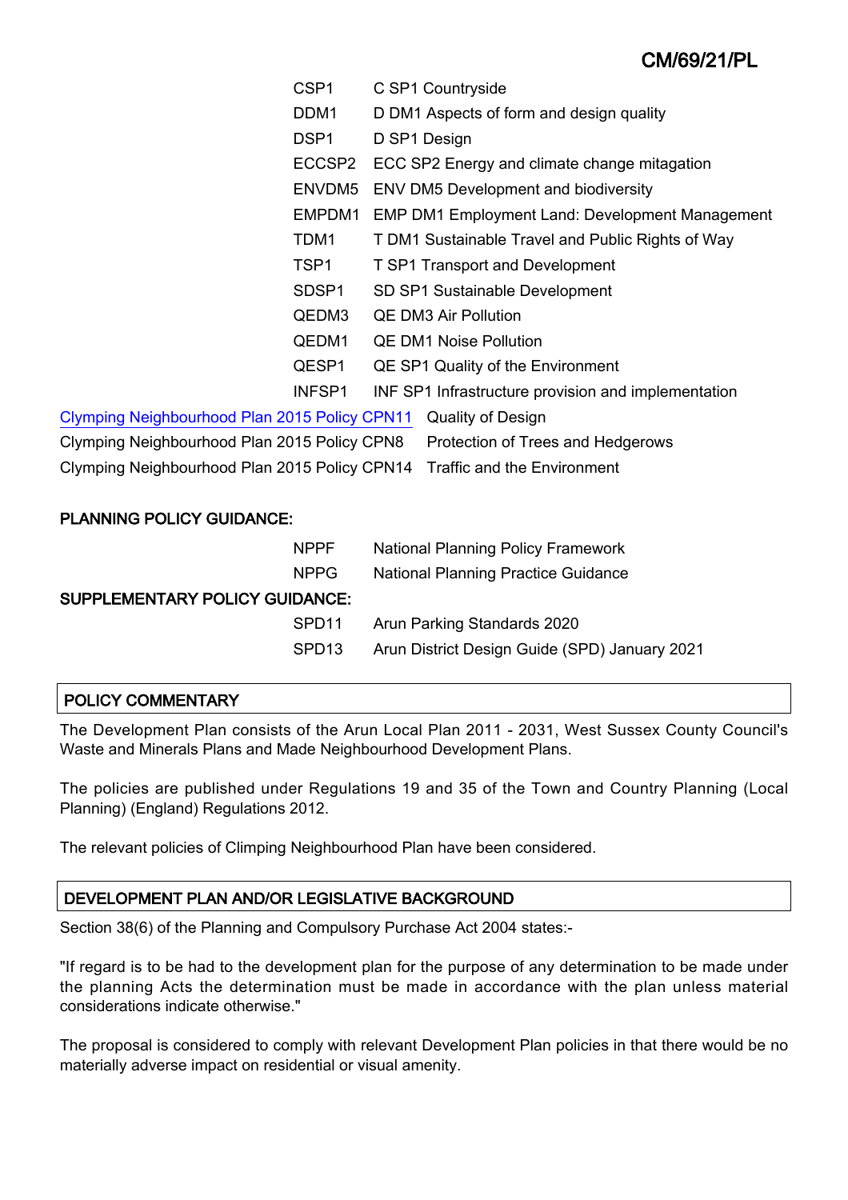| | |
|---|---|
| CSP1 | C SP1 Countryside |
| DDM1 | D DM1 Aspects of form and design quality |
| DSP1 | D SP1 Design |
| ECCSP2 | ECC SP2 Energy and climate change mitagation |
| ENVDM5 | ENV DM5 Development and biodiversity |
| EMPDM1 | EMP DM1 Employment Land: Development Management |
| TDM1 | T DM1 Sustainable Travel and Public Rights of Way |
| TSP1 | T SP1 Transport and Development |
| SDSP1 | SD SP1 Sustainable Development |
| QEDM3 | QE DM3 Air Pollution |
| QEDM1 | QE DM1 Noise Pollution |
| QESP1 | QE SP1 Quality of the Environment |
| INFSP1 | INF SP1 Infrastructure provision and implementation |

| | |
|---|---|
| Clymping Neighbourhood Plan 2015 Policy CPN11 | Quality of Design |
| Clymping Neighbourhood Plan 2015 Policy CPN8 | Protection of Trees and Hedgerows |
| Clymping Neighbourhood Plan 2015 Policy CPN14 | Traffic and the Environment |

**PLANNING POLICY GUIDANCE:**

| | |
|---|---|
| NPPF | National Planning Policy Framework |
| NPPG | National Planning Practice Guidance |

**SUPPLEMENTARY POLICY GUIDANCE:**

| | |
|---|---|
| SPD11 | Arun Parking Standards 2020 |
| SPD13 | Arun District Design Guide (SPD) January 2021 |

## POLICY COMMENTARY

The Development Plan consists of the Arun Local Plan 2011 - 2031, West Sussex County Council's Waste and Minerals Plans and Made Neighbourhood Development Plans.

The policies are published under Regulations 19 and 35 of the Town and Country Planning (Local Planning) (England) Regulations 2012.

The relevant policies of Climping Neighbourhood Plan have been considered.

## DEVELOPMENT PLAN AND/OR LEGISLATIVE BACKGROUND

Section 38(6) of the Planning and Compulsory Purchase Act 2004 states:-

"If regard is to be had to the development plan for the purpose of any determination to be made under the planning Acts the determination must be made in accordance with the plan unless material considerations indicate otherwise."

The proposal is considered to comply with relevant Development Plan policies in that there would be no materially adverse impact on residential or visual amenity.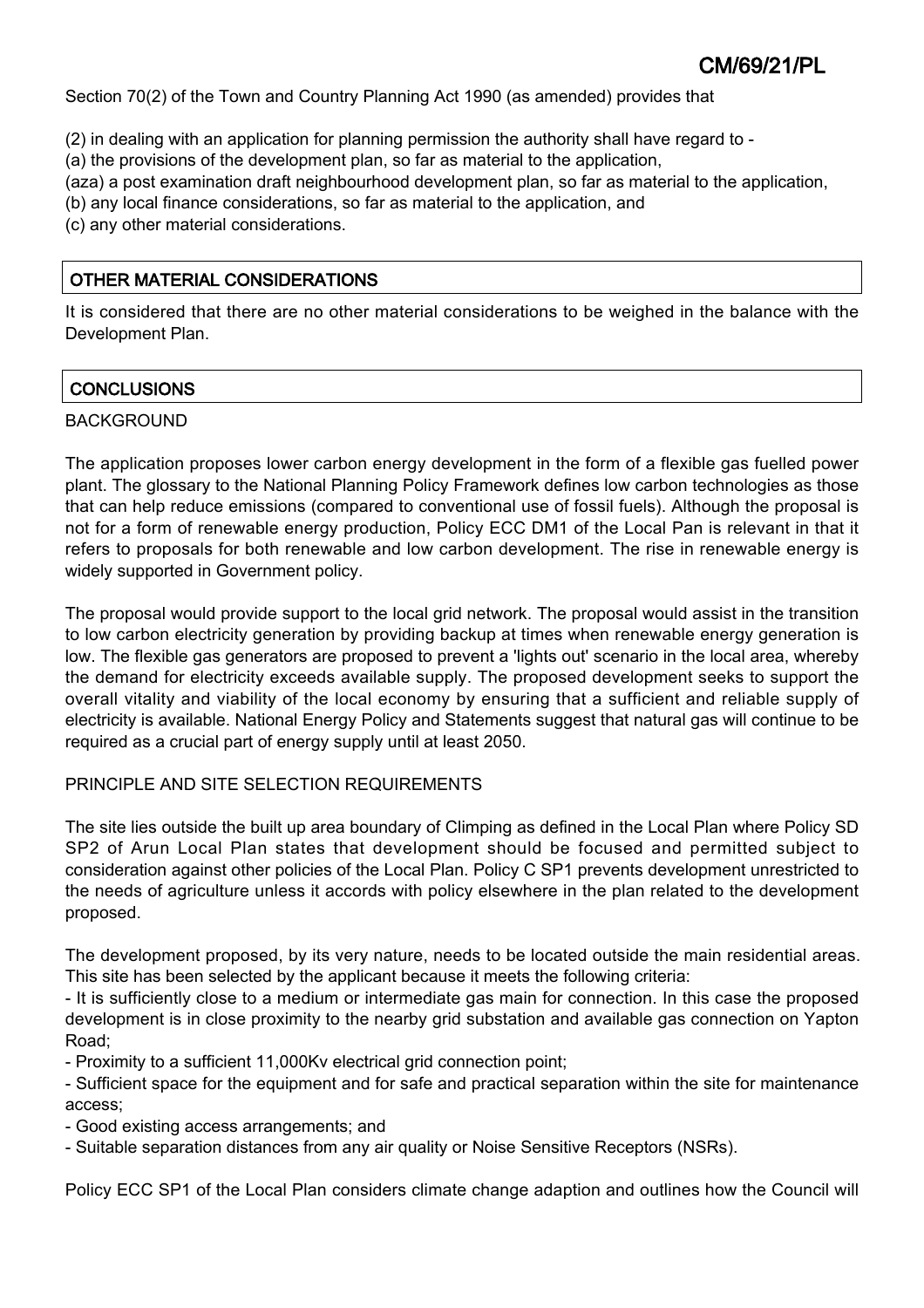Section 70(2) of the Town and Country Planning Act 1990 (as amended) provides that

(2) in dealing with an application for planning permission the authority shall have regard to -
(a) the provisions of the development plan, so far as material to the application,
(aza) a post examination draft neighbourhood development plan, so far as material to the application,
(b) any local finance considerations, so far as material to the application, and
(c) any other material considerations.

## OTHER MATERIAL CONSIDERATIONS

It is considered that there are no other material considerations to be weighed in the balance with the Development Plan.

## CONCLUSIONS

BACKGROUND

The application proposes lower carbon energy development in the form of a flexible gas fuelled power plant. The glossary to the National Planning Policy Framework defines low carbon technologies as those that can help reduce emissions (compared to conventional use of fossil fuels). Although the proposal is not for a form of renewable energy production, Policy ECC DM1 of the Local Pan is relevant in that it refers to proposals for both renewable and low carbon development. The rise in renewable energy is widely supported in Government policy.

The proposal would provide support to the local grid network. The proposal would assist in the transition to low carbon electricity generation by providing backup at times when renewable energy generation is low. The flexible gas generators are proposed to prevent a 'lights out' scenario in the local area, whereby the demand for electricity exceeds available supply. The proposed development seeks to support the overall vitality and viability of the local economy by ensuring that a sufficient and reliable supply of electricity is available. National Energy Policy and Statements suggest that natural gas will continue to be required as a crucial part of energy supply until at least 2050.

PRINCIPLE AND SITE SELECTION REQUIREMENTS

The site lies outside the built up area boundary of Climping as defined in the Local Plan where Policy SD SP2 of Arun Local Plan states that development should be focused and permitted subject to consideration against other policies of the Local Plan. Policy C SP1 prevents development unrestricted to the needs of agriculture unless it accords with policy elsewhere in the plan related to the development proposed.

The development proposed, by its very nature, needs to be located outside the main residential areas. This site has been selected by the applicant because it meets the following criteria:

- It is sufficiently close to a medium or intermediate gas main for connection. In this case the proposed development is in close proximity to the nearby grid substation and available gas connection on Yapton Road;
- Proximity to a sufficient 11,000Kv electrical grid connection point;
- Sufficient space for the equipment and for safe and practical separation within the site for maintenance access;
- Good existing access arrangements; and
- Suitable separation distances from any air quality or Noise Sensitive Receptors (NSRs).

Policy ECC SP1 of the Local Plan considers climate change adaption and outlines how the Council will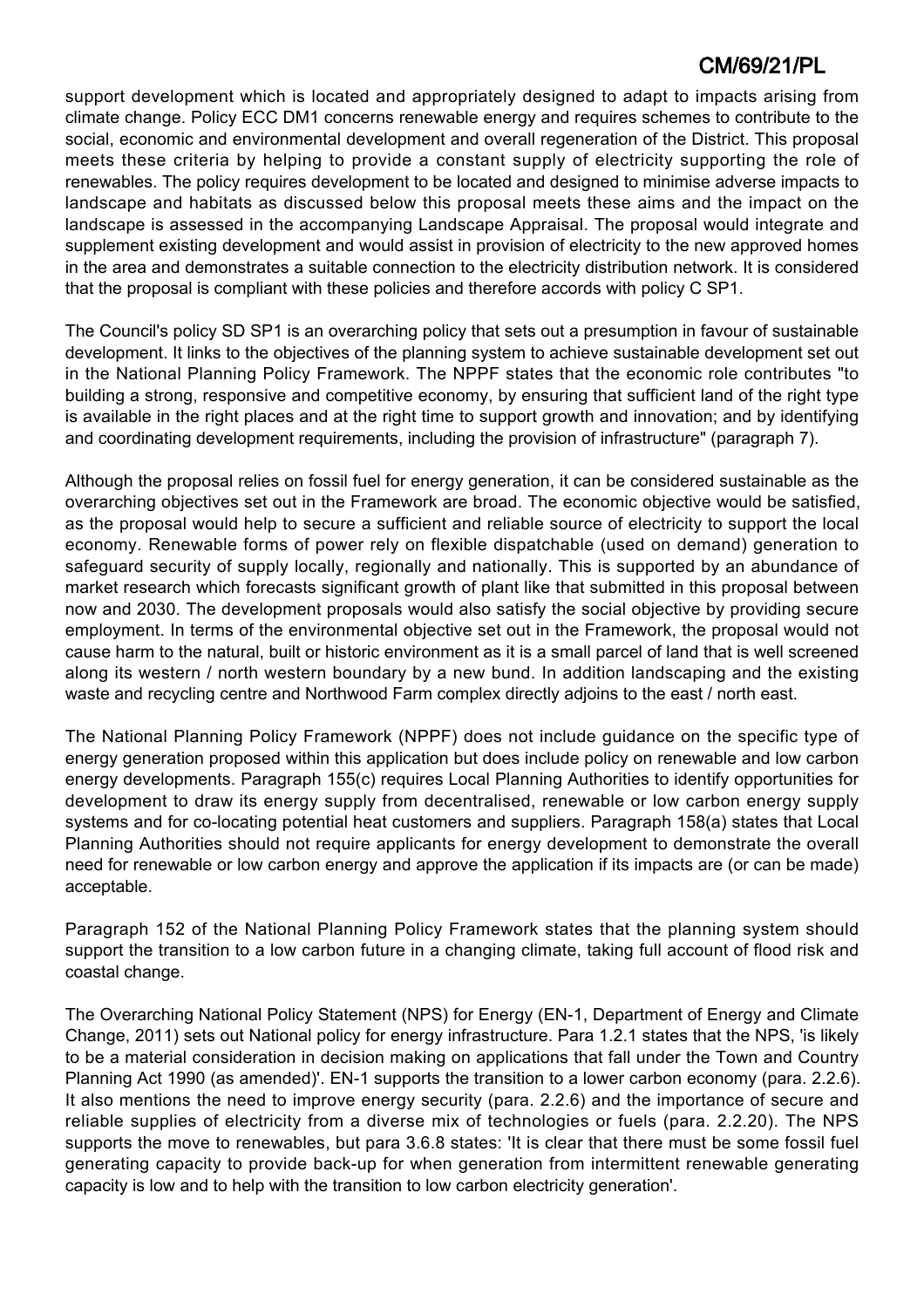support development which is located and appropriately designed to adapt to impacts arising from climate change. Policy ECC DM1 concerns renewable energy and requires schemes to contribute to the social, economic and environmental development and overall regeneration of the District. This proposal meets these criteria by helping to provide a constant supply of electricity supporting the role of renewables. The policy requires development to be located and designed to minimise adverse impacts to landscape and habitats as discussed below this proposal meets these aims and the impact on the landscape is assessed in the accompanying Landscape Appraisal. The proposal would integrate and supplement existing development and would assist in provision of electricity to the new approved homes in the area and demonstrates a suitable connection to the electricity distribution network. It is considered that the proposal is compliant with these policies and therefore accords with policy C SP1.

The Council's policy SD SP1 is an overarching policy that sets out a presumption in favour of sustainable development. It links to the objectives of the planning system to achieve sustainable development set out in the National Planning Policy Framework. The NPPF states that the economic role contributes "to building a strong, responsive and competitive economy, by ensuring that sufficient land of the right type is available in the right places and at the right time to support growth and innovation; and by identifying and coordinating development requirements, including the provision of infrastructure" (paragraph 7).

Although the proposal relies on fossil fuel for energy generation, it can be considered sustainable as the overarching objectives set out in the Framework are broad. The economic objective would be satisfied, as the proposal would help to secure a sufficient and reliable source of electricity to support the local economy. Renewable forms of power rely on flexible dispatchable (used on demand) generation to safeguard security of supply locally, regionally and nationally. This is supported by an abundance of market research which forecasts significant growth of plant like that submitted in this proposal between now and 2030. The development proposals would also satisfy the social objective by providing secure employment. In terms of the environmental objective set out in the Framework, the proposal would not cause harm to the natural, built or historic environment as it is a small parcel of land that is well screened along its western / north western boundary by a new bund. In addition landscaping and the existing waste and recycling centre and Northwood Farm complex directly adjoins to the east / north east.

The National Planning Policy Framework (NPPF) does not include guidance on the specific type of energy generation proposed within this application but does include policy on renewable and low carbon energy developments. Paragraph 155(c) requires Local Planning Authorities to identify opportunities for development to draw its energy supply from decentralised, renewable or low carbon energy supply systems and for co-locating potential heat customers and suppliers. Paragraph 158(a) states that Local Planning Authorities should not require applicants for energy development to demonstrate the overall need for renewable or low carbon energy and approve the application if its impacts are (or can be made) acceptable.

Paragraph 152 of the National Planning Policy Framework states that the planning system should support the transition to a low carbon future in a changing climate, taking full account of flood risk and coastal change.

The Overarching National Policy Statement (NPS) for Energy (EN-1, Department of Energy and Climate Change, 2011) sets out National policy for energy infrastructure. Para 1.2.1 states that the NPS, 'is likely to be a material consideration in decision making on applications that fall under the Town and Country Planning Act 1990 (as amended)'. EN-1 supports the transition to a lower carbon economy (para. 2.2.6). It also mentions the need to improve energy security (para. 2.2.6) and the importance of secure and reliable supplies of electricity from a diverse mix of technologies or fuels (para. 2.2.20). The NPS supports the move to renewables, but para 3.6.8 states: 'It is clear that there must be some fossil fuel generating capacity to provide back-up for when generation from intermittent renewable generating capacity is low and to help with the transition to low carbon electricity generation'.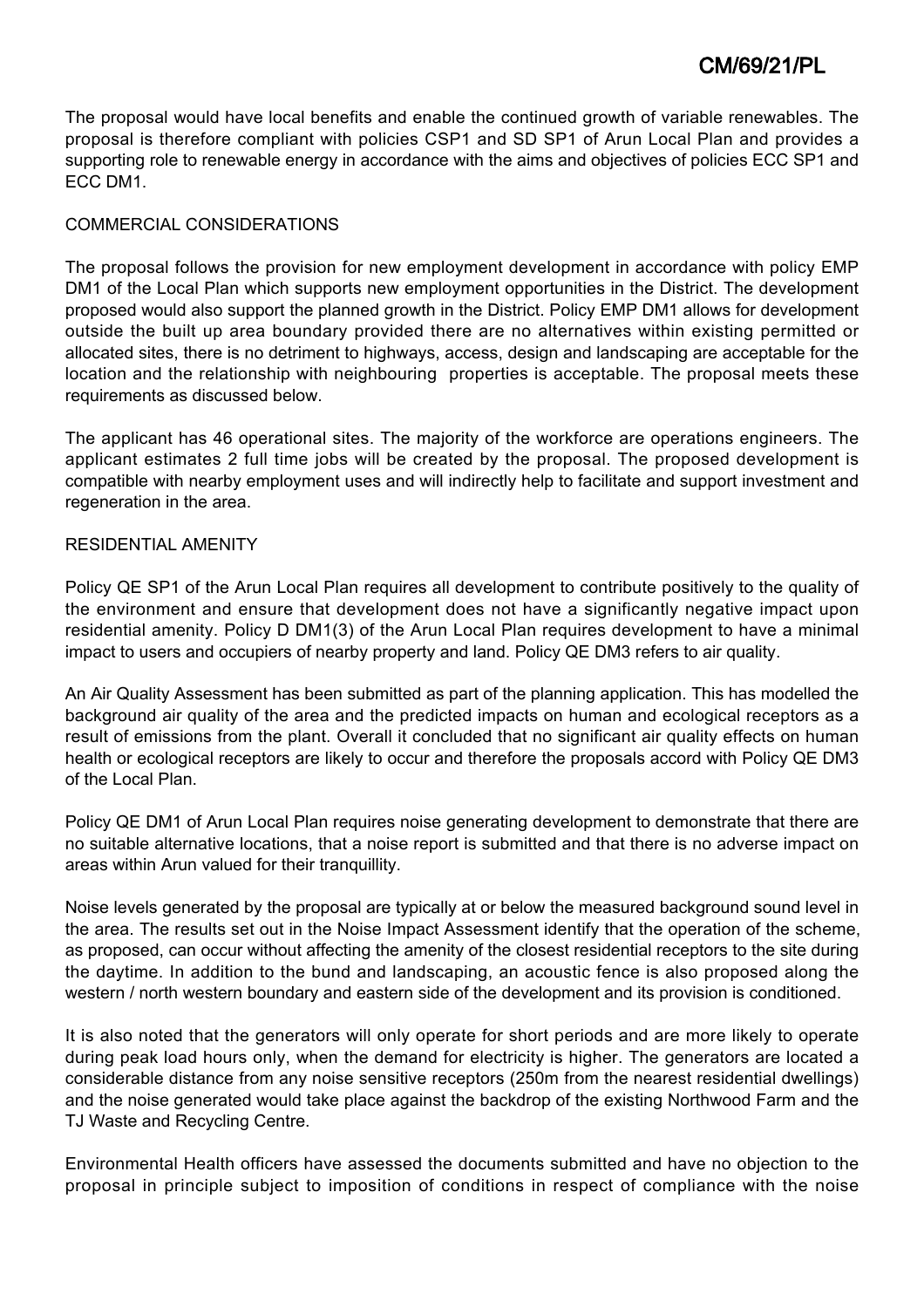The proposal would have local benefits and enable the continued growth of variable renewables. The proposal is therefore compliant with policies CSP1 and SD SP1 of Arun Local Plan and provides a supporting role to renewable energy in accordance with the aims and objectives of policies ECC SP1 and ECC DM1.

COMMERCIAL CONSIDERATIONS

The proposal follows the provision for new employment development in accordance with policy EMP DM1 of the Local Plan which supports new employment opportunities in the District. The development proposed would also support the planned growth in the District. Policy EMP DM1 allows for development outside the built up area boundary provided there are no alternatives within existing permitted or allocated sites, there is no detriment to highways, access, design and landscaping are acceptable for the location and the relationship with neighbouring properties is acceptable. The proposal meets these requirements as discussed below.

The applicant has 46 operational sites. The majority of the workforce are operations engineers. The applicant estimates 2 full time jobs will be created by the proposal. The proposed development is compatible with nearby employment uses and will indirectly help to facilitate and support investment and regeneration in the area.

RESIDENTIAL AMENITY

Policy QE SP1 of the Arun Local Plan requires all development to contribute positively to the quality of the environment and ensure that development does not have a significantly negative impact upon residential amenity. Policy D DM1(3) of the Arun Local Plan requires development to have a minimal impact to users and occupiers of nearby property and land. Policy QE DM3 refers to air quality.

An Air Quality Assessment has been submitted as part of the planning application. This has modelled the background air quality of the area and the predicted impacts on human and ecological receptors as a result of emissions from the plant. Overall it concluded that no significant air quality effects on human health or ecological receptors are likely to occur and therefore the proposals accord with Policy QE DM3 of the Local Plan.

Policy QE DM1 of Arun Local Plan requires noise generating development to demonstrate that there are no suitable alternative locations, that a noise report is submitted and that there is no adverse impact on areas within Arun valued for their tranquillity.

Noise levels generated by the proposal are typically at or below the measured background sound level in the area. The results set out in the Noise Impact Assessment identify that the operation of the scheme, as proposed, can occur without affecting the amenity of the closest residential receptors to the site during the daytime. In addition to the bund and landscaping, an acoustic fence is also proposed along the western / north western boundary and eastern side of the development and its provision is conditioned.

It is also noted that the generators will only operate for short periods and are more likely to operate during peak load hours only, when the demand for electricity is higher. The generators are located a considerable distance from any noise sensitive receptors (250m from the nearest residential dwellings) and the noise generated would take place against the backdrop of the existing Northwood Farm and the TJ Waste and Recycling Centre.

Environmental Health officers have assessed the documents submitted and have no objection to the proposal in principle subject to imposition of conditions in respect of compliance with the noise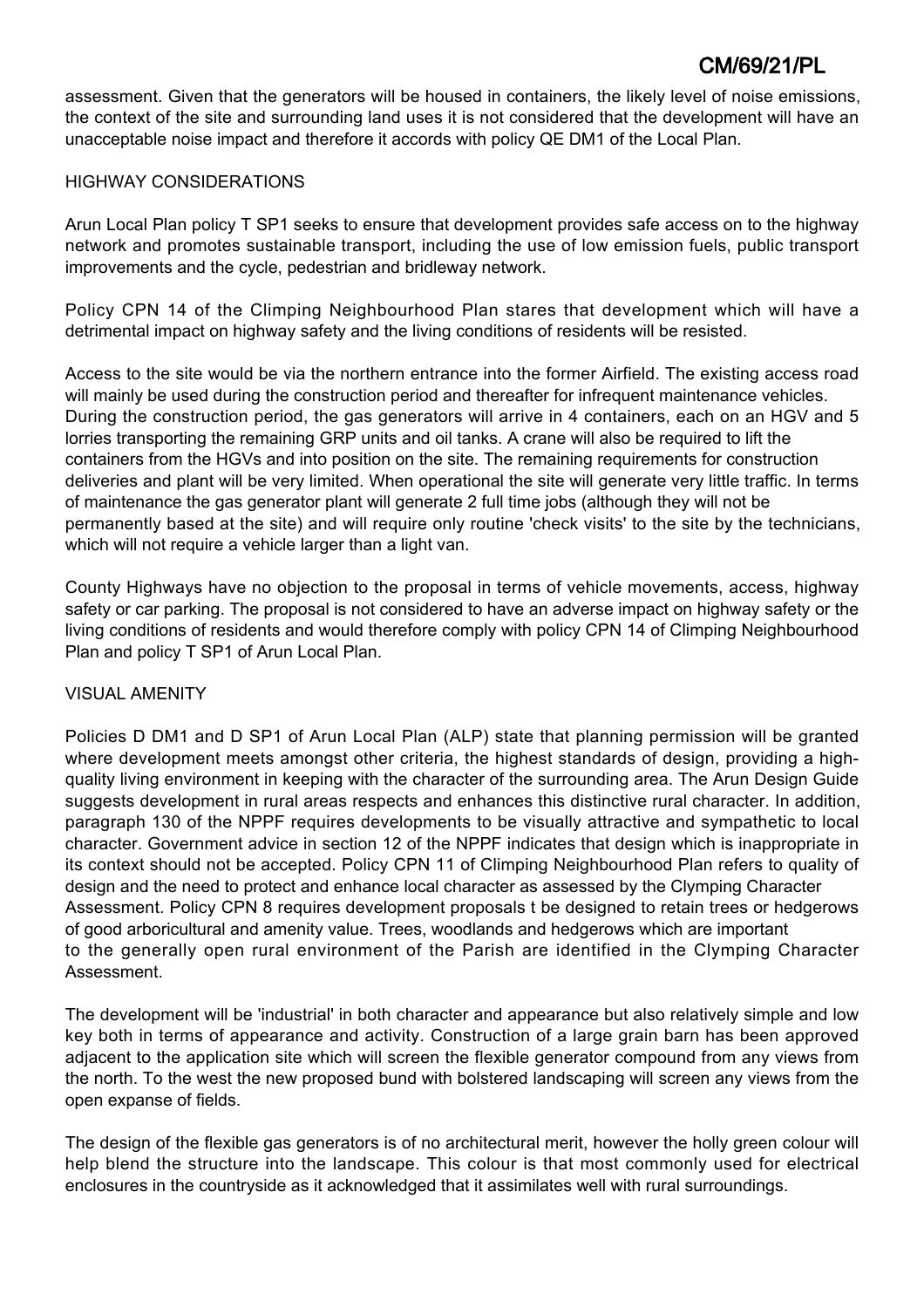assessment. Given that the generators will be housed in containers, the likely level of noise emissions, the context of the site and surrounding land uses it is not considered that the development will have an unacceptable noise impact and therefore it accords with policy QE DM1 of the Local Plan.

## HIGHWAY CONSIDERATIONS

Arun Local Plan policy T SP1 seeks to ensure that development provides safe access on to the highway network and promotes sustainable transport, including the use of low emission fuels, public transport improvements and the cycle, pedestrian and bridleway network.

Policy CPN 14 of the Climping Neighbourhood Plan stares that development which will have a detrimental impact on highway safety and the living conditions of residents will be resisted.

Access to the site would be via the northern entrance into the former Airfield. The existing access road will mainly be used during the construction period and thereafter for infrequent maintenance vehicles. During the construction period, the gas generators will arrive in 4 containers, each on an HGV and 5 lorries transporting the remaining GRP units and oil tanks. A crane will also be required to lift the containers from the HGVs and into position on the site. The remaining requirements for construction deliveries and plant will be very limited. When operational the site will generate very little traffic. In terms of maintenance the gas generator plant will generate 2 full time jobs (although they will not be permanently based at the site) and will require only routine 'check visits' to the site by the technicians, which will not require a vehicle larger than a light van.

County Highways have no objection to the proposal in terms of vehicle movements, access, highway safety or car parking. The proposal is not considered to have an adverse impact on highway safety or the living conditions of residents and would therefore comply with policy CPN 14 of Climping Neighbourhood Plan and policy T SP1 of Arun Local Plan.

## VISUAL AMENITY

Policies D DM1 and D SP1 of Arun Local Plan (ALP) state that planning permission will be granted where development meets amongst other criteria, the highest standards of design, providing a high-quality living environment in keeping with the character of the surrounding area. The Arun Design Guide suggests development in rural areas respects and enhances this distinctive rural character. In addition, paragraph 130 of the NPPF requires developments to be visually attractive and sympathetic to local character. Government advice in section 12 of the NPPF indicates that design which is inappropriate in its context should not be accepted. Policy CPN 11 of Climping Neighbourhood Plan refers to quality of design and the need to protect and enhance local character as assessed by the Clymping Character Assessment. Policy CPN 8 requires development proposals t be designed to retain trees or hedgerows of good arboricultural and amenity value. Trees, woodlands and hedgerows which are important to the generally open rural environment of the Parish are identified in the Clymping Character Assessment.

The development will be 'industrial' in both character and appearance but also relatively simple and low key both in terms of appearance and activity. Construction of a large grain barn has been approved adjacent to the application site which will screen the flexible generator compound from any views from the north. To the west the new proposed bund with bolstered landscaping will screen any views from the open expanse of fields.

The design of the flexible gas generators is of no architectural merit, however the holly green colour will help blend the structure into the landscape. This colour is that most commonly used for electrical enclosures in the countryside as it acknowledged that it assimilates well with rural surroundings.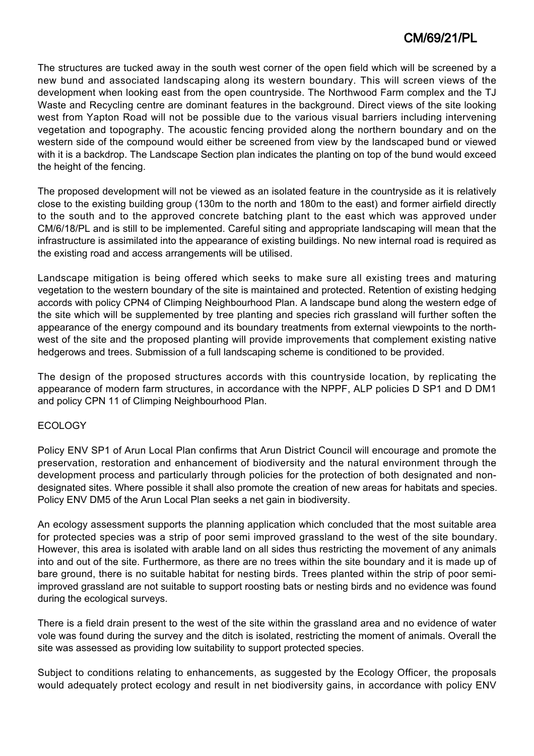The structures are tucked away in the south west corner of the open field which will be screened by a new bund and associated landscaping along its western boundary. This will screen views of the development when looking east from the open countryside. The Northwood Farm complex and the TJ Waste and Recycling centre are dominant features in the background. Direct views of the site looking west from Yapton Road will not be possible due to the various visual barriers including intervening vegetation and topography. The acoustic fencing provided along the northern boundary and on the western side of the compound would either be screened from view by the landscaped bund or viewed with it is a backdrop. The Landscape Section plan indicates the planting on top of the bund would exceed the height of the fencing.

The proposed development will not be viewed as an isolated feature in the countryside as it is relatively close to the existing building group (130m to the north and 180m to the east) and former airfield directly to the south and to the approved concrete batching plant to the east which was approved under CM/6/18/PL and is still to be implemented. Careful siting and appropriate landscaping will mean that the infrastructure is assimilated into the appearance of existing buildings. No new internal road is required as the existing road and access arrangements will be utilised.

Landscape mitigation is being offered which seeks to make sure all existing trees and maturing vegetation to the western boundary of the site is maintained and protected. Retention of existing hedging accords with policy CPN4 of Climping Neighbourhood Plan. A landscape bund along the western edge of the site which will be supplemented by tree planting and species rich grassland will further soften the appearance of the energy compound and its boundary treatments from external viewpoints to the north-west of the site and the proposed planting will provide improvements that complement existing native hedgerows and trees. Submission of a full landscaping scheme is conditioned to be provided.

The design of the proposed structures accords with this countryside location, by replicating the appearance of modern farm structures, in accordance with the NPPF, ALP policies D SP1 and D DM1 and policy CPN 11 of Climping Neighbourhood Plan.

ECOLOGY

Policy ENV SP1 of Arun Local Plan confirms that Arun District Council will encourage and promote the preservation, restoration and enhancement of biodiversity and the natural environment through the development process and particularly through policies for the protection of both designated and non-designated sites. Where possible it shall also promote the creation of new areas for habitats and species. Policy ENV DM5 of the Arun Local Plan seeks a net gain in biodiversity.

An ecology assessment supports the planning application which concluded that the most suitable area for protected species was a strip of poor semi improved grassland to the west of the site boundary. However, this area is isolated with arable land on all sides thus restricting the movement of any animals into and out of the site. Furthermore, as there are no trees within the site boundary and it is made up of bare ground, there is no suitable habitat for nesting birds. Trees planted within the strip of poor semi-improved grassland are not suitable to support roosting bats or nesting birds and no evidence was found during the ecological surveys.

There is a field drain present to the west of the site within the grassland area and no evidence of water vole was found during the survey and the ditch is isolated, restricting the moment of animals. Overall the site was assessed as providing low suitability to support protected species.

Subject to conditions relating to enhancements, as suggested by the Ecology Officer, the proposals would adequately protect ecology and result in net biodiversity gains, in accordance with policy ENV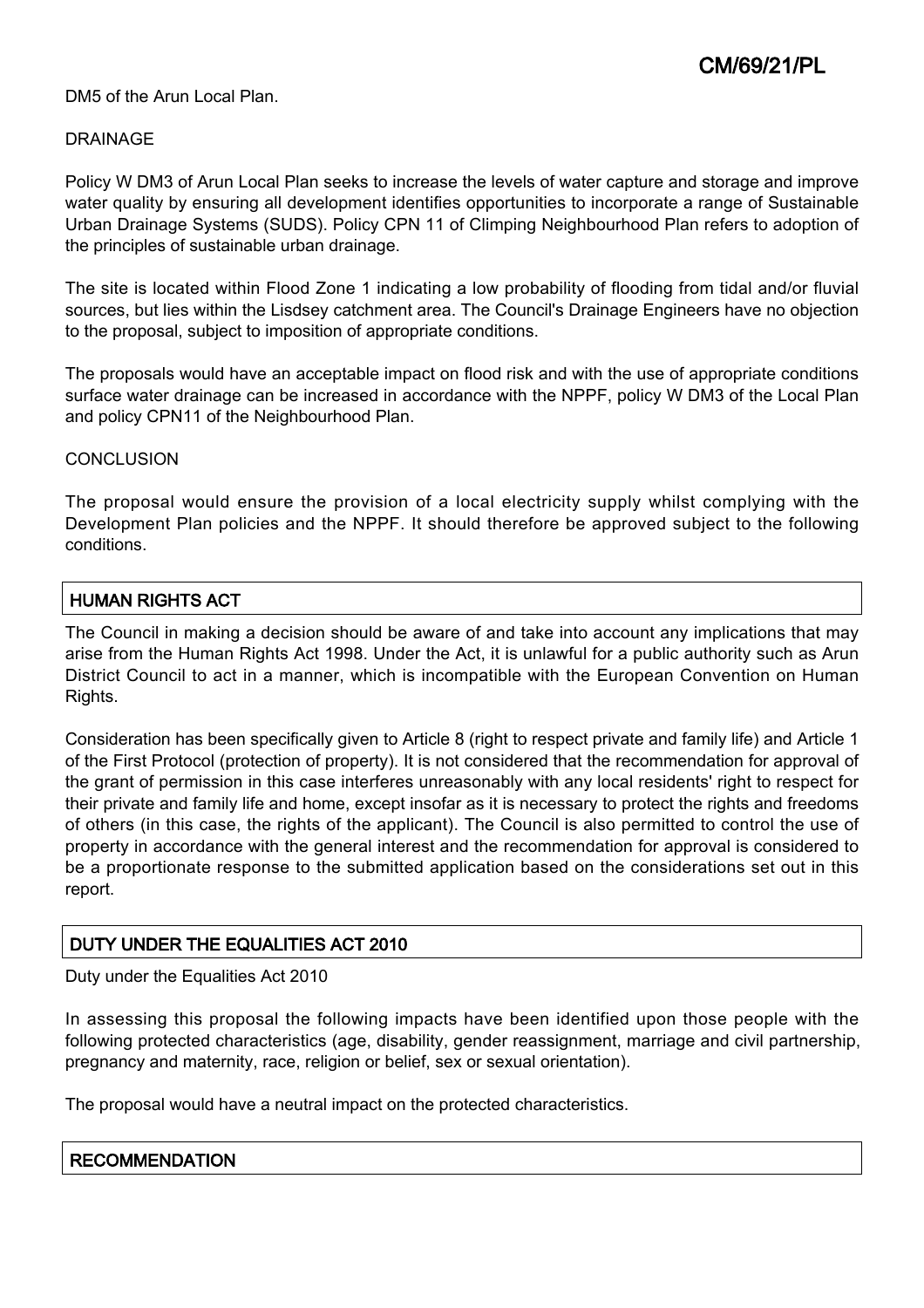DM5 of the Arun Local Plan.

DRAINAGE

Policy W DM3 of Arun Local Plan seeks to increase the levels of water capture and storage and improve water quality by ensuring all development identifies opportunities to incorporate a range of Sustainable Urban Drainage Systems (SUDS). Policy CPN 11 of Climping Neighbourhood Plan refers to adoption of the principles of sustainable urban drainage.

The site is located within Flood Zone 1 indicating a low probability of flooding from tidal and/or fluvial sources, but lies within the Lisdsey catchment area. The Council's Drainage Engineers have no objection to the proposal, subject to imposition of appropriate conditions.

The proposals would have an acceptable impact on flood risk and with the use of appropriate conditions surface water drainage can be increased in accordance with the NPPF, policy W DM3 of the Local Plan and policy CPN11 of the Neighbourhood Plan.

CONCLUSION

The proposal would ensure the provision of a local electricity supply whilst complying with the Development Plan policies and the NPPF. It should therefore be approved subject to the following conditions.

## HUMAN RIGHTS ACT

The Council in making a decision should be aware of and take into account any implications that may arise from the Human Rights Act 1998. Under the Act, it is unlawful for a public authority such as Arun District Council to act in a manner, which is incompatible with the European Convention on Human Rights.

Consideration has been specifically given to Article 8 (right to respect private and family life) and Article 1 of the First Protocol (protection of property). It is not considered that the recommendation for approval of the grant of permission in this case interferes unreasonably with any local residents' right to respect for their private and family life and home, except insofar as it is necessary to protect the rights and freedoms of others (in this case, the rights of the applicant). The Council is also permitted to control the use of property in accordance with the general interest and the recommendation for approval is considered to be a proportionate response to the submitted application based on the considerations set out in this report.

## DUTY UNDER THE EQUALITIES ACT 2010

Duty under the Equalities Act 2010

In assessing this proposal the following impacts have been identified upon those people with the following protected characteristics (age, disability, gender reassignment, marriage and civil partnership, pregnancy and maternity, race, religion or belief, sex or sexual orientation).

The proposal would have a neutral impact on the protected characteristics.

## RECOMMENDATION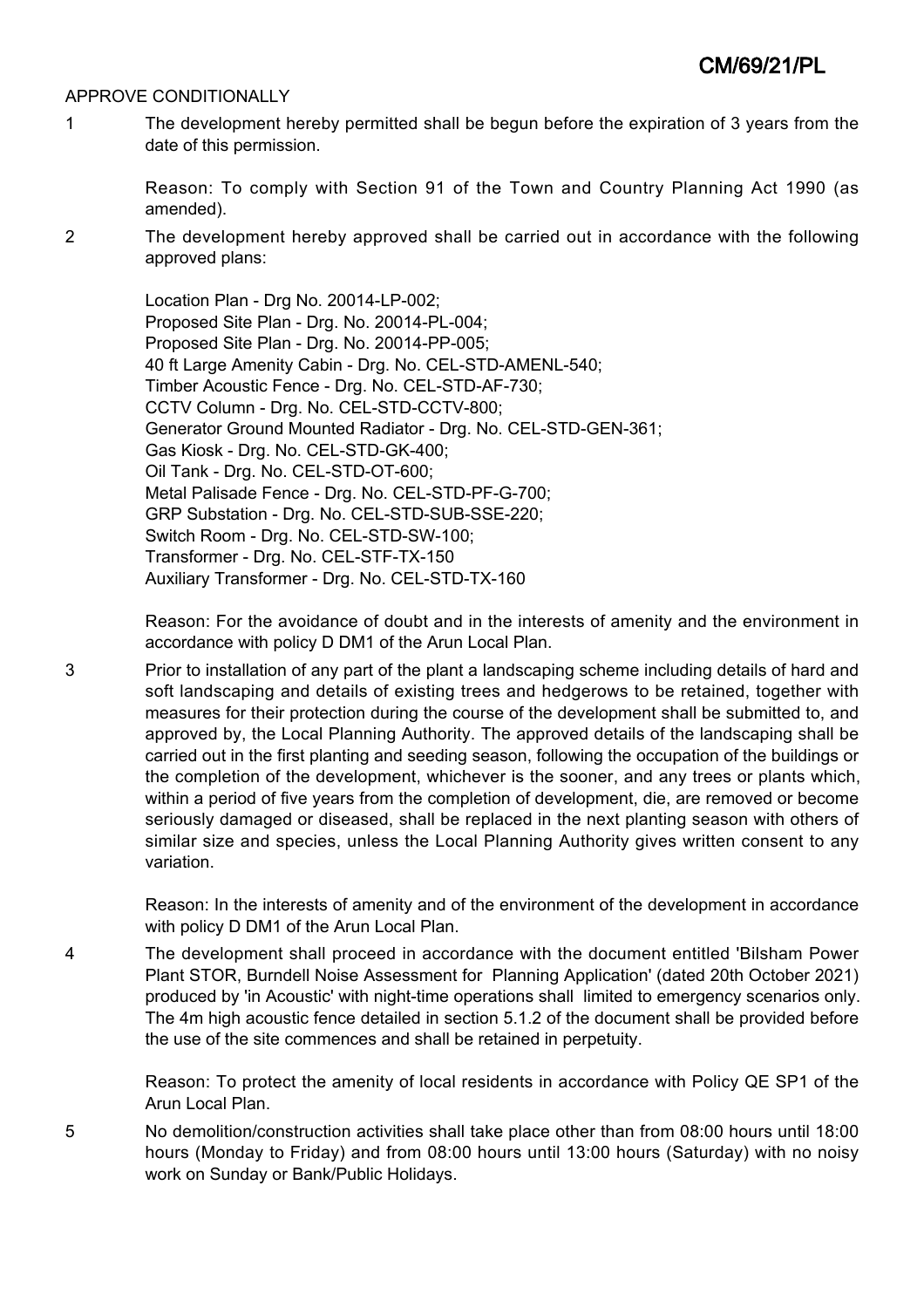CM/69/21/PL

APPROVE CONDITIONALLY

1 The development hereby permitted shall be begun before the expiration of 3 years from the date of this permission.

Reason: To comply with Section 91 of the Town and Country Planning Act 1990 (as amended).

2 The development hereby approved shall be carried out in accordance with the following approved plans:

Location Plan - Drg No. 20014-LP-002;
Proposed Site Plan - Drg. No. 20014-PL-004;
Proposed Site Plan - Drg. No. 20014-PP-005;
40 ft Large Amenity Cabin - Drg. No. CEL-STD-AMENL-540;
Timber Acoustic Fence - Drg. No. CEL-STD-AF-730;
CCTV Column - Drg. No. CEL-STD-CCTV-800;
Generator Ground Mounted Radiator - Drg. No. CEL-STD-GEN-361;
Gas Kiosk - Drg. No. CEL-STD-GK-400;
Oil Tank - Drg. No. CEL-STD-OT-600;
Metal Palisade Fence - Drg. No. CEL-STD-PF-G-700;
GRP Substation - Drg. No. CEL-STD-SUB-SSE-220;
Switch Room - Drg. No. CEL-STD-SW-100;
Transformer - Drg. No. CEL-STF-TX-150
Auxiliary Transformer - Drg. No. CEL-STD-TX-160

Reason: For the avoidance of doubt and in the interests of amenity and the environment in accordance with policy D DM1 of the Arun Local Plan.

3 Prior to installation of any part of the plant a landscaping scheme including details of hard and soft landscaping and details of existing trees and hedgerows to be retained, together with measures for their protection during the course of the development shall be submitted to, and approved by, the Local Planning Authority. The approved details of the landscaping shall be carried out in the first planting and seeding season, following the occupation of the buildings or the completion of the development, whichever is the sooner, and any trees or plants which, within a period of five years from the completion of development, die, are removed or become seriously damaged or diseased, shall be replaced in the next planting season with others of similar size and species, unless the Local Planning Authority gives written consent to any variation.

Reason: In the interests of amenity and of the environment of the development in accordance with policy D DM1 of the Arun Local Plan.

4 The development shall proceed in accordance with the document entitled 'Bilsham Power Plant STOR, Burndell Noise Assessment for Planning Application' (dated 20th October 2021) produced by 'in Acoustic' with night-time operations shall limited to emergency scenarios only. The 4m high acoustic fence detailed in section 5.1.2 of the document shall be provided before the use of the site commences and shall be retained in perpetuity.

Reason: To protect the amenity of local residents in accordance with Policy QE SP1 of the Arun Local Plan.

5 No demolition/construction activities shall take place other than from 08:00 hours until 18:00 hours (Monday to Friday) and from 08:00 hours until 13:00 hours (Saturday) with no noisy work on Sunday or Bank/Public Holidays.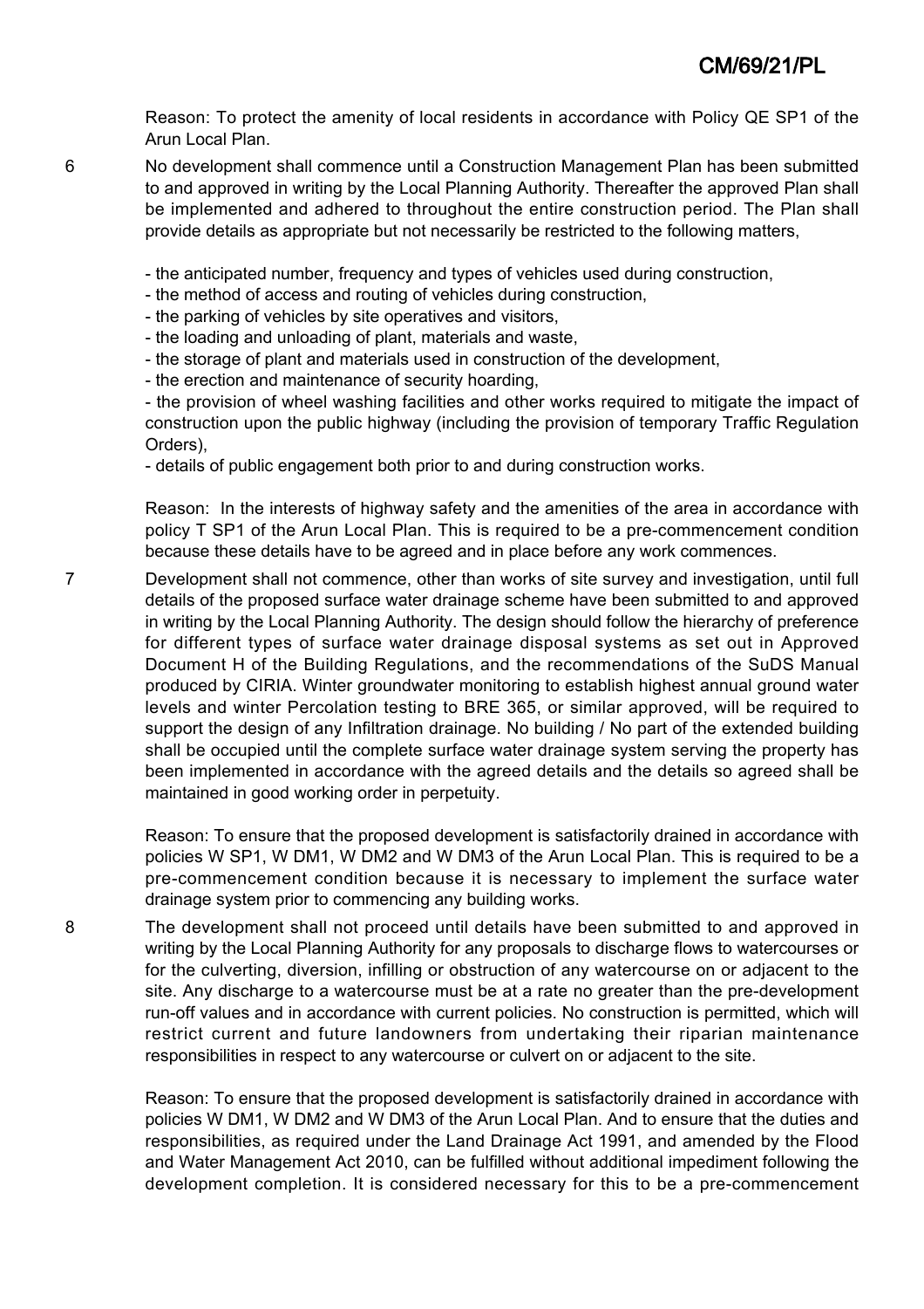Reason: To protect the amenity of local residents in accordance with Policy QE SP1 of the Arun Local Plan.

6 No development shall commence until a Construction Management Plan has been submitted to and approved in writing by the Local Planning Authority. Thereafter the approved Plan shall be implemented and adhered to throughout the entire construction period. The Plan shall provide details as appropriate but not necessarily be restricted to the following matters,

- the anticipated number, frequency and types of vehicles used during construction,
- the method of access and routing of vehicles during construction,
- the parking of vehicles by site operatives and visitors,
- the loading and unloading of plant, materials and waste,
- the storage of plant and materials used in construction of the development,
- the erection and maintenance of security hoarding,
- the provision of wheel washing facilities and other works required to mitigate the impact of construction upon the public highway (including the provision of temporary Traffic Regulation Orders),
- details of public engagement both prior to and during construction works.

Reason: In the interests of highway safety and the amenities of the area in accordance with policy T SP1 of the Arun Local Plan. This is required to be a pre-commencement condition because these details have to be agreed and in place before any work commences.

7 Development shall not commence, other than works of site survey and investigation, until full details of the proposed surface water drainage scheme have been submitted to and approved in writing by the Local Planning Authority. The design should follow the hierarchy of preference for different types of surface water drainage disposal systems as set out in Approved Document H of the Building Regulations, and the recommendations of the SuDS Manual produced by CIRIA. Winter groundwater monitoring to establish highest annual ground water levels and winter Percolation testing to BRE 365, or similar approved, will be required to support the design of any Infiltration drainage. No building / No part of the extended building shall be occupied until the complete surface water drainage system serving the property has been implemented in accordance with the agreed details and the details so agreed shall be maintained in good working order in perpetuity.

Reason: To ensure that the proposed development is satisfactorily drained in accordance with policies W SP1, W DM1, W DM2 and W DM3 of the Arun Local Plan. This is required to be a pre-commencement condition because it is necessary to implement the surface water drainage system prior to commencing any building works.

8 The development shall not proceed until details have been submitted to and approved in writing by the Local Planning Authority for any proposals to discharge flows to watercourses or for the culverting, diversion, infilling or obstruction of any watercourse on or adjacent to the site. Any discharge to a watercourse must be at a rate no greater than the pre-development run-off values and in accordance with current policies. No construction is permitted, which will restrict current and future landowners from undertaking their riparian maintenance responsibilities in respect to any watercourse or culvert on or adjacent to the site.

Reason: To ensure that the proposed development is satisfactorily drained in accordance with policies W DM1, W DM2 and W DM3 of the Arun Local Plan. And to ensure that the duties and responsibilities, as required under the Land Drainage Act 1991, and amended by the Flood and Water Management Act 2010, can be fulfilled without additional impediment following the development completion. It is considered necessary for this to be a pre-commencement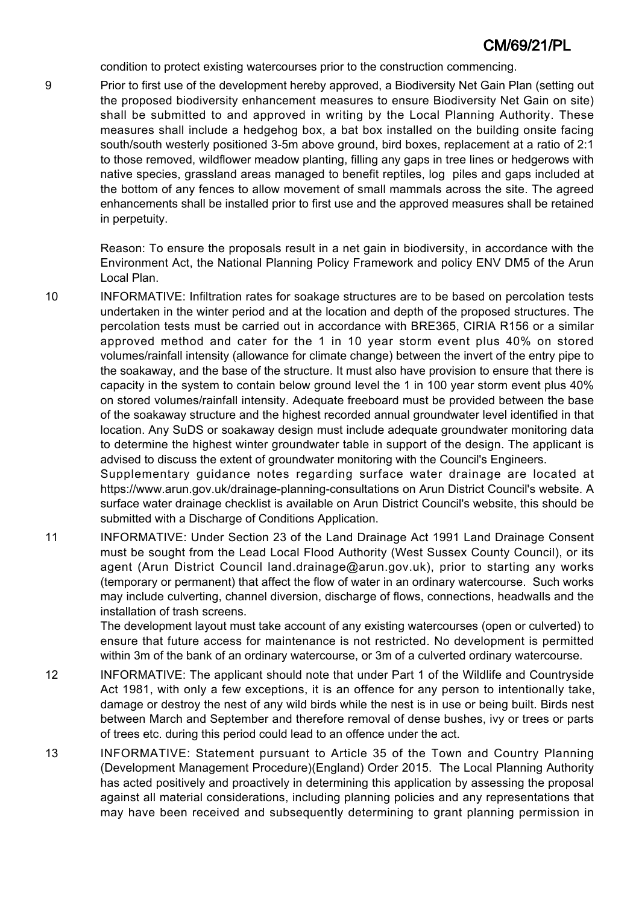condition to protect existing watercourses prior to the construction commencing.

9 Prior to first use of the development hereby approved, a Biodiversity Net Gain Plan (setting out the proposed biodiversity enhancement measures to ensure Biodiversity Net Gain on site) shall be submitted to and approved in writing by the Local Planning Authority. These measures shall include a hedgehog box, a bat box installed on the building onsite facing south/south westerly positioned 3-5m above ground, bird boxes, replacement at a ratio of 2:1 to those removed, wildflower meadow planting, filling any gaps in tree lines or hedgerows with native species, grassland areas managed to benefit reptiles, log piles and gaps included at the bottom of any fences to allow movement of small mammals across the site. The agreed enhancements shall be installed prior to first use and the approved measures shall be retained in perpetuity.

Reason: To ensure the proposals result in a net gain in biodiversity, in accordance with the Environment Act, the National Planning Policy Framework and policy ENV DM5 of the Arun Local Plan.

10 INFORMATIVE: Infiltration rates for soakage structures are to be based on percolation tests undertaken in the winter period and at the location and depth of the proposed structures. The percolation tests must be carried out in accordance with BRE365, CIRIA R156 or a similar approved method and cater for the 1 in 10 year storm event plus 40% on stored volumes/rainfall intensity (allowance for climate change) between the invert of the entry pipe to the soakaway, and the base of the structure. It must also have provision to ensure that there is capacity in the system to contain below ground level the 1 in 100 year storm event plus 40% on stored volumes/rainfall intensity. Adequate freeboard must be provided between the base of the soakaway structure and the highest recorded annual groundwater level identified in that location. Any SuDS or soakaway design must include adequate groundwater monitoring data to determine the highest winter groundwater table in support of the design. The applicant is advised to discuss the extent of groundwater monitoring with the Council's Engineers.
Supplementary guidance notes regarding surface water drainage are located at https://www.arun.gov.uk/drainage-planning-consultations on Arun District Council's website. A surface water drainage checklist is available on Arun District Council's website, this should be submitted with a Discharge of Conditions Application.

11 INFORMATIVE: Under Section 23 of the Land Drainage Act 1991 Land Drainage Consent must be sought from the Lead Local Flood Authority (West Sussex County Council), or its agent (Arun District Council land.drainage@arun.gov.uk), prior to starting any works (temporary or permanent) that affect the flow of water in an ordinary watercourse. Such works may include culverting, channel diversion, discharge of flows, connections, headwalls and the installation of trash screens.
The development layout must take account of any existing watercourses (open or culverted) to ensure that future access for maintenance is not restricted. No development is permitted within 3m of the bank of an ordinary watercourse, or 3m of a culverted ordinary watercourse.

12 INFORMATIVE: The applicant should note that under Part 1 of the Wildlife and Countryside Act 1981, with only a few exceptions, it is an offence for any person to intentionally take, damage or destroy the nest of any wild birds while the nest is in use or being built. Birds nest between March and September and therefore removal of dense bushes, ivy or trees or parts of trees etc. during this period could lead to an offence under the act.

13 INFORMATIVE: Statement pursuant to Article 35 of the Town and Country Planning (Development Management Procedure)(England) Order 2015. The Local Planning Authority has acted positively and proactively in determining this application by assessing the proposal against all material considerations, including planning policies and any representations that may have been received and subsequently determining to grant planning permission in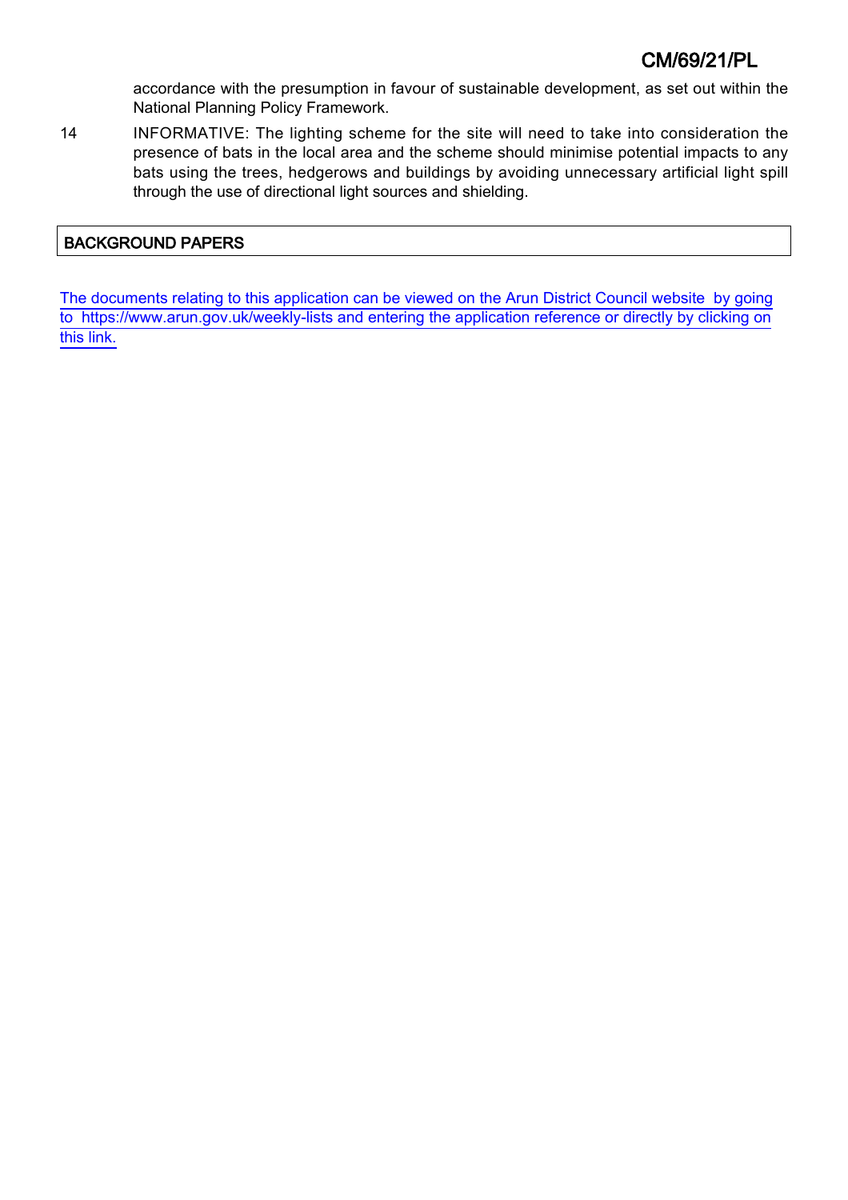accordance with the presumption in favour of sustainable development, as set out within the National Planning Policy Framework.

14 INFORMATIVE: The lighting scheme for the site will need to take into consideration the presence of bats in the local area and the scheme should minimise potential impacts to any bats using the trees, hedgerows and buildings by avoiding unnecessary artificial light spill through the use of directional light sources and shielding.

## BACKGROUND PAPERS

The documents relating to this application can be viewed on the Arun District Council website by going to https://www.arun.gov.uk/weekly-lists and entering the application reference or directly by clicking on this link.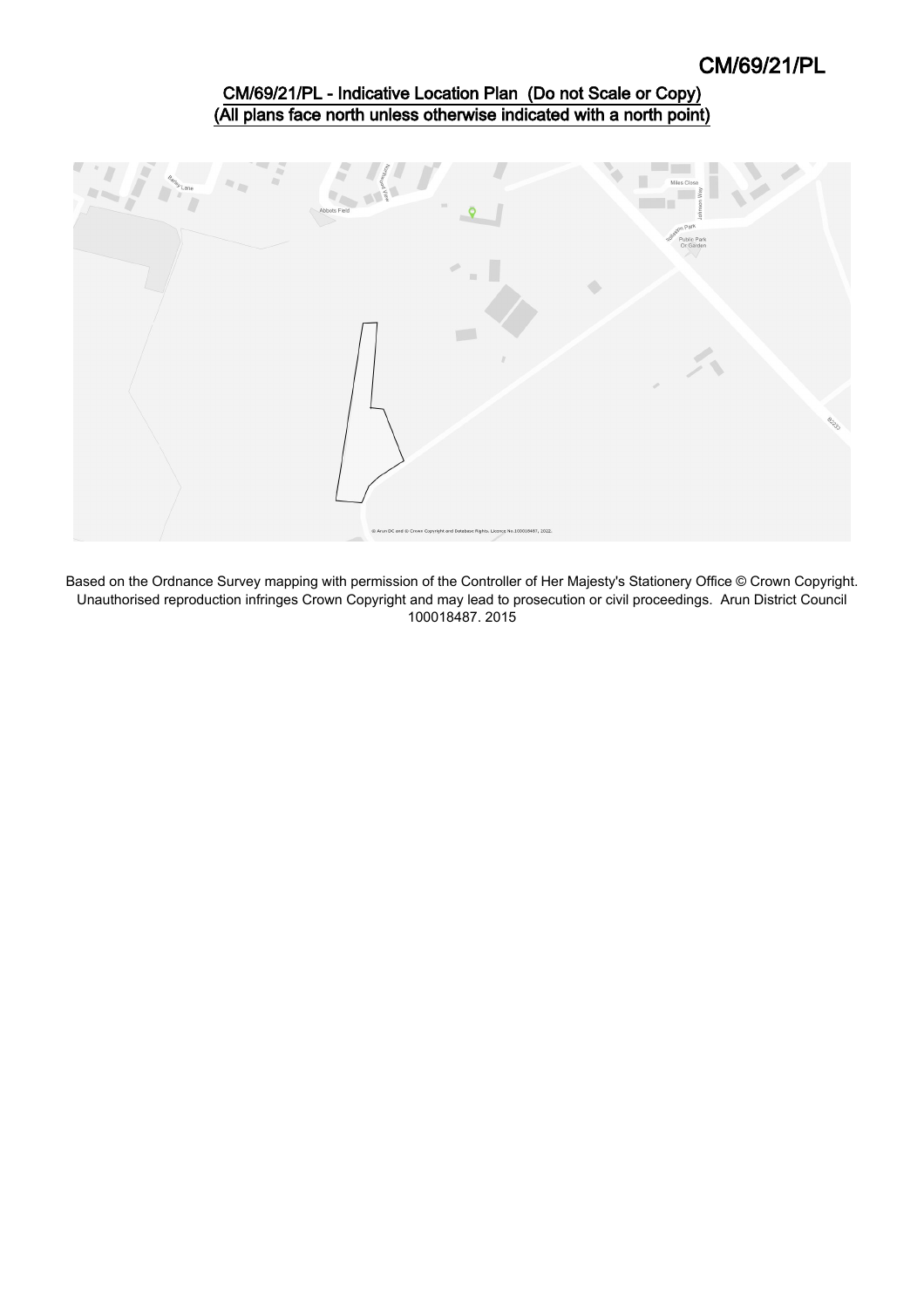# CM/69/21/PL

## CM/69/21/PL - Indicative Location Plan (Do not Scale or Copy)
## (All plans face north unless otherwise indicated with a north point)

Barley Little

Northfield View

Abbots Field

Miles Close

Johnson Way

Pumphrey Park

Public Park Or Garden

B2233

© Arun DC and © Crown Copyright and Database Rights. Licence No.100018487, 2022.

Based on the Ordnance Survey mapping with permission of the Controller of Her Majesty's Stationery Office © Crown Copyright. Unauthorised reproduction infringes Crown Copyright and may lead to prosecution or civil proceedings. Arun District Council 100018487. 2015